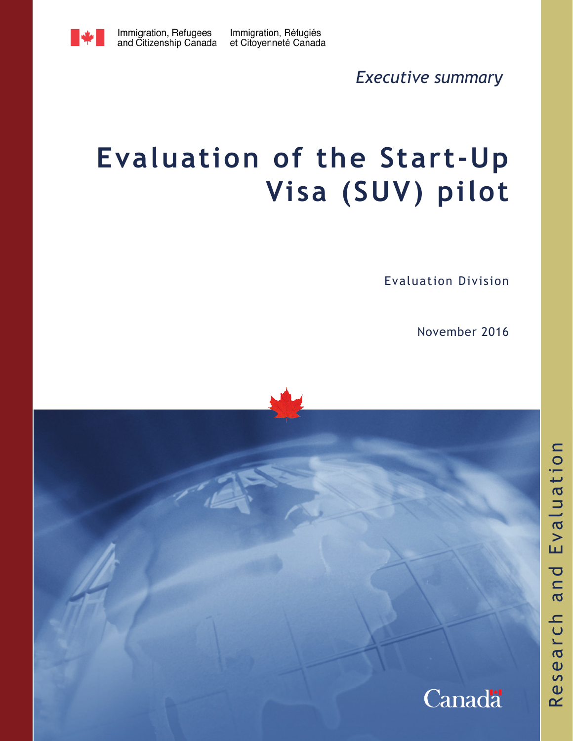Immigration, Refugees and Citizenship Canada | Immigration, Réfugiés et Citoyenneté Canada

*Executive summary*

# Evaluation of the Start-Up Visa (SUV) pilot

Evaluation Division

November 2016

Research and Evaluation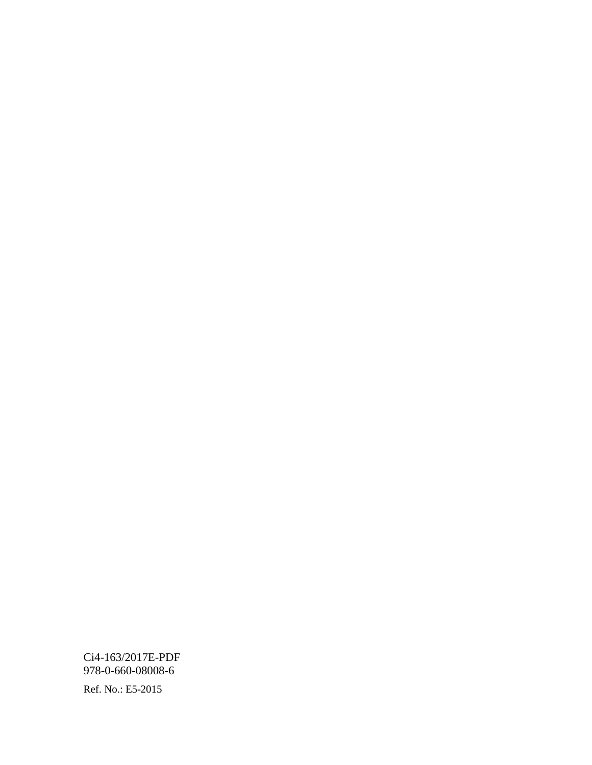Ci4-163/2017E-PDF
978-0-660-08008-6

Ref. No.: E5-2015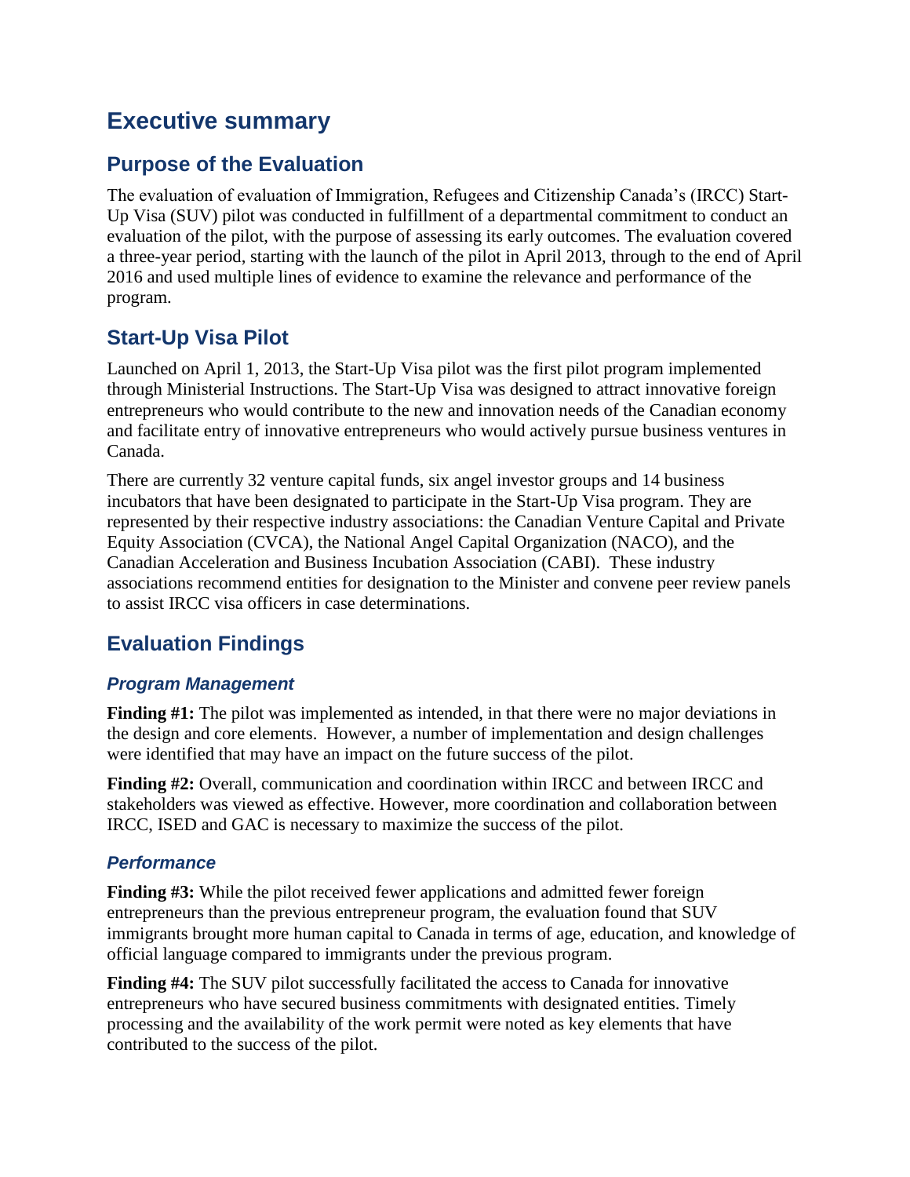# Executive summary

## Purpose of the Evaluation

The evaluation of evaluation of Immigration, Refugees and Citizenship Canada's (IRCC) Start-Up Visa (SUV) pilot was conducted in fulfillment of a departmental commitment to conduct an evaluation of the pilot, with the purpose of assessing its early outcomes. The evaluation covered a three-year period, starting with the launch of the pilot in April 2013, through to the end of April 2016 and used multiple lines of evidence to examine the relevance and performance of the program.

## Start-Up Visa Pilot

Launched on April 1, 2013, the Start-Up Visa pilot was the first pilot program implemented through Ministerial Instructions. The Start-Up Visa was designed to attract innovative foreign entrepreneurs who would contribute to the new and innovation needs of the Canadian economy and facilitate entry of innovative entrepreneurs who would actively pursue business ventures in Canada.

There are currently 32 venture capital funds, six angel investor groups and 14 business incubators that have been designated to participate in the Start-Up Visa program. They are represented by their respective industry associations: the Canadian Venture Capital and Private Equity Association (CVCA), the National Angel Capital Organization (NACO), and the Canadian Acceleration and Business Incubation Association (CABI). These industry associations recommend entities for designation to the Minister and convene peer review panels to assist IRCC visa officers in case determinations.

## Evaluation Findings

### *Program Management*

**Finding #1:** The pilot was implemented as intended, in that there were no major deviations in the design and core elements. However, a number of implementation and design challenges were identified that may have an impact on the future success of the pilot.

**Finding #2:** Overall, communication and coordination within IRCC and between IRCC and stakeholders was viewed as effective. However, more coordination and collaboration between IRCC, ISED and GAC is necessary to maximize the success of the pilot.

### *Performance*

**Finding #3:** While the pilot received fewer applications and admitted fewer foreign entrepreneurs than the previous entrepreneur program, the evaluation found that SUV immigrants brought more human capital to Canada in terms of age, education, and knowledge of official language compared to immigrants under the previous program.

**Finding #4:** The SUV pilot successfully facilitated the access to Canada for innovative entrepreneurs who have secured business commitments with designated entities. Timely processing and the availability of the work permit were noted as key elements that have contributed to the success of the pilot.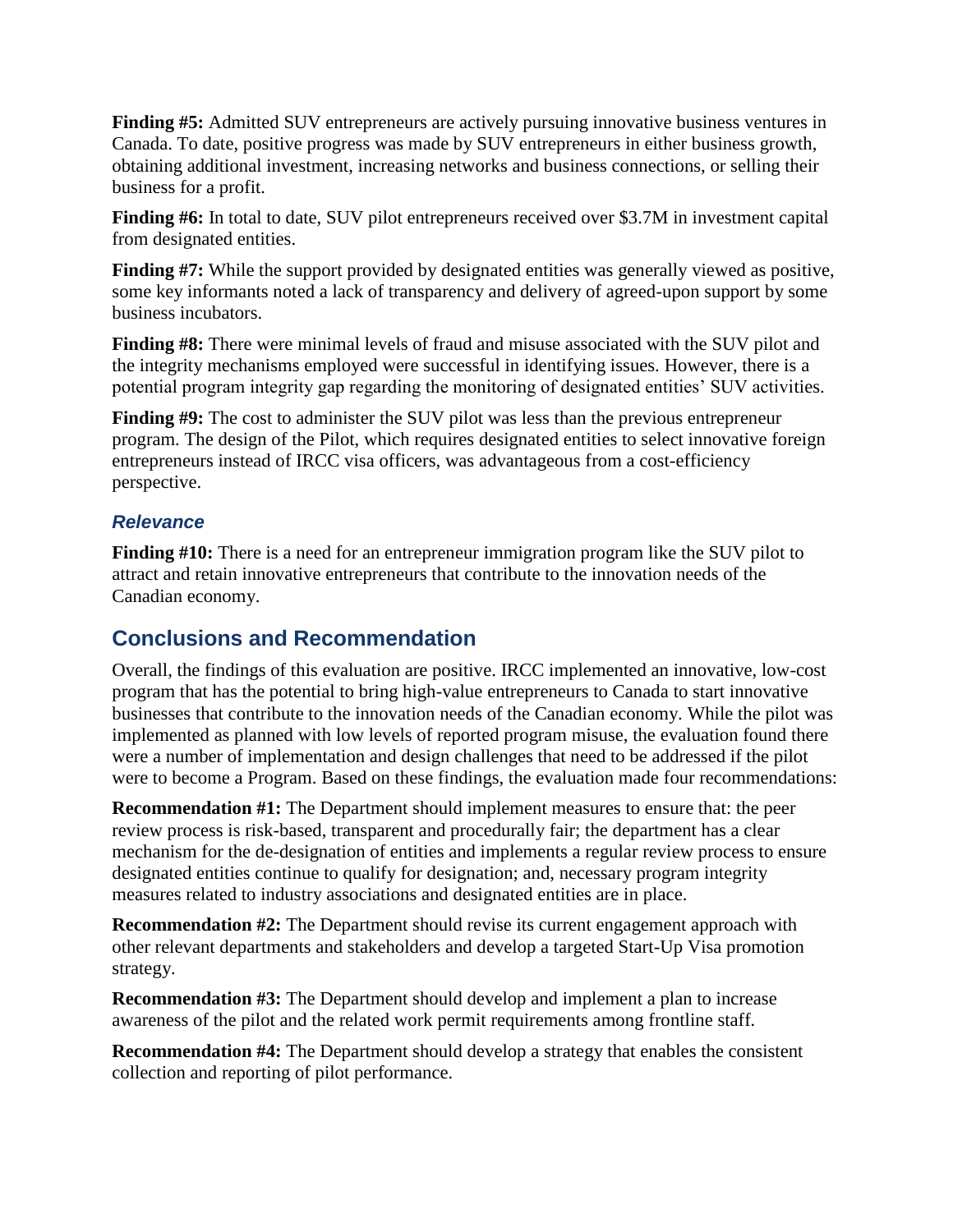**Finding #5:** Admitted SUV entrepreneurs are actively pursuing innovative business ventures in Canada. To date, positive progress was made by SUV entrepreneurs in either business growth, obtaining additional investment, increasing networks and business connections, or selling their business for a profit.

**Finding #6:** In total to date, SUV pilot entrepreneurs received over $3.7M in investment capital from designated entities.

**Finding #7:** While the support provided by designated entities was generally viewed as positive, some key informants noted a lack of transparency and delivery of agreed-upon support by some business incubators.

**Finding #8:** There were minimal levels of fraud and misuse associated with the SUV pilot and the integrity mechanisms employed were successful in identifying issues. However, there is a potential program integrity gap regarding the monitoring of designated entities' SUV activities.

**Finding #9:** The cost to administer the SUV pilot was less than the previous entrepreneur program. The design of the Pilot, which requires designated entities to select innovative foreign entrepreneurs instead of IRCC visa officers, was advantageous from a cost-efficiency perspective.

### *Relevance*

**Finding #10:** There is a need for an entrepreneur immigration program like the SUV pilot to attract and retain innovative entrepreneurs that contribute to the innovation needs of the Canadian economy.

## Conclusions and Recommendation

Overall, the findings of this evaluation are positive. IRCC implemented an innovative, low-cost program that has the potential to bring high-value entrepreneurs to Canada to start innovative businesses that contribute to the innovation needs of the Canadian economy. While the pilot was implemented as planned with low levels of reported program misuse, the evaluation found there were a number of implementation and design challenges that need to be addressed if the pilot were to become a Program. Based on these findings, the evaluation made four recommendations:

**Recommendation #1:** The Department should implement measures to ensure that: the peer review process is risk-based, transparent and procedurally fair; the department has a clear mechanism for the de-designation of entities and implements a regular review process to ensure designated entities continue to qualify for designation; and, necessary program integrity measures related to industry associations and designated entities are in place.

**Recommendation #2:** The Department should revise its current engagement approach with other relevant departments and stakeholders and develop a targeted Start-Up Visa promotion strategy.

**Recommendation #3:** The Department should develop and implement a plan to increase awareness of the pilot and the related work permit requirements among frontline staff.

**Recommendation #4:** The Department should develop a strategy that enables the consistent collection and reporting of pilot performance.